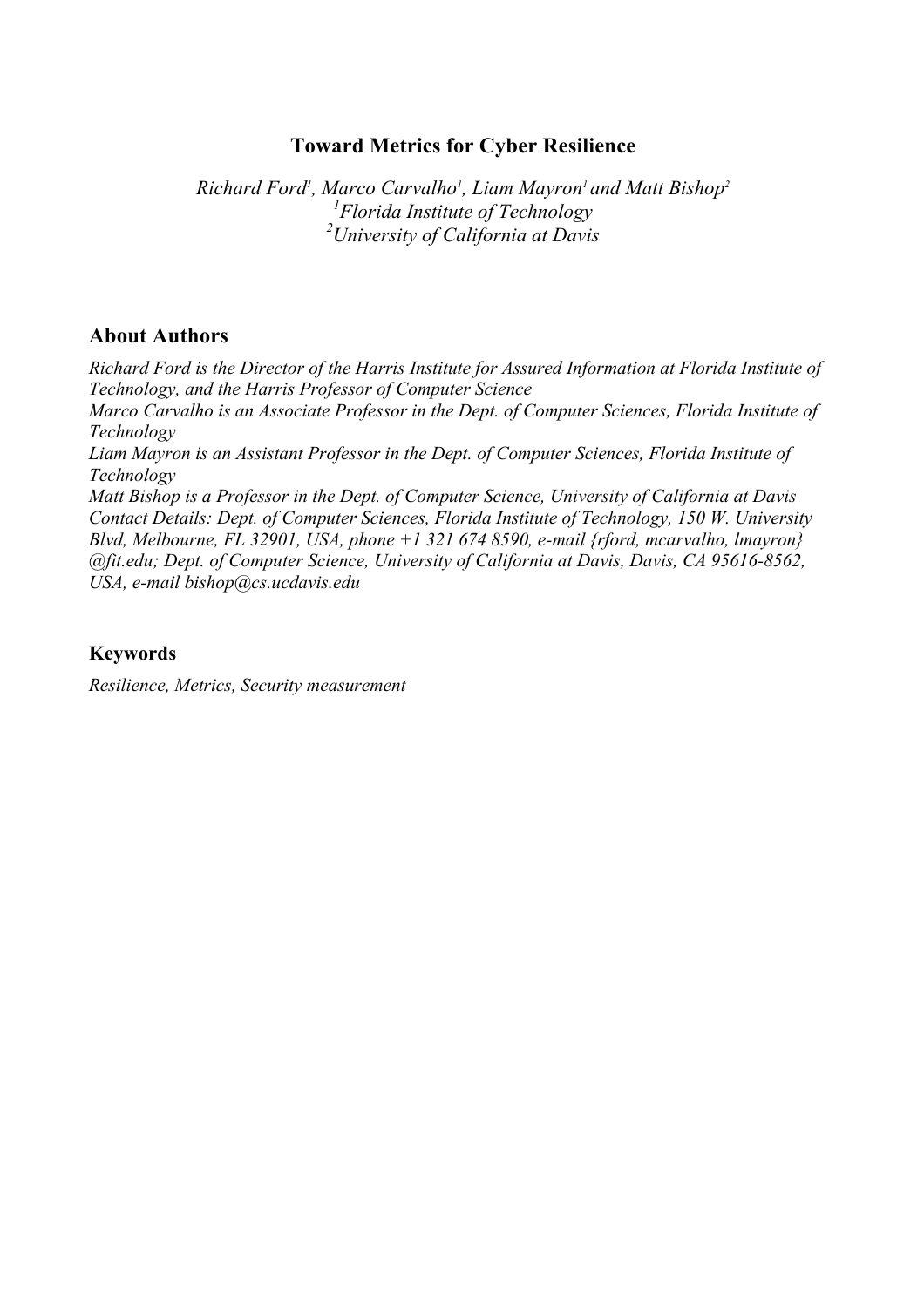# Toward Metrics for Cyber Resilience

*Richard Ford[1], Marco Carvalho[1], Liam Mayron[1] and Matt Bishop[2]*
*[1]Florida Institute of Technology*
*[2]University of California at Davis*

## About Authors

*Richard Ford is the Director of the Harris Institute for Assured Information at Florida Institute of Technology, and the Harris Professor of Computer Science*
*Marco Carvalho is an Associate Professor in the Dept. of Computer Sciences, Florida Institute of Technology*
*Liam Mayron is an Assistant Professor in the Dept. of Computer Sciences, Florida Institute of Technology*
*Matt Bishop is a Professor in the Dept. of Computer Science, University of California at Davis*
*Contact Details: Dept. of Computer Sciences, Florida Institute of Technology, 150 W. University Blvd, Melbourne, FL 32901, USA, phone +1 321 674 8590, e-mail {rford, mcarvalho, lmayron} @fit.edu; Dept. of Computer Science, University of California at Davis, Davis, CA 95616-8562, USA, e-mail bishop@cs.ucdavis.edu*

## Keywords

*Resilience, Metrics, Security measurement*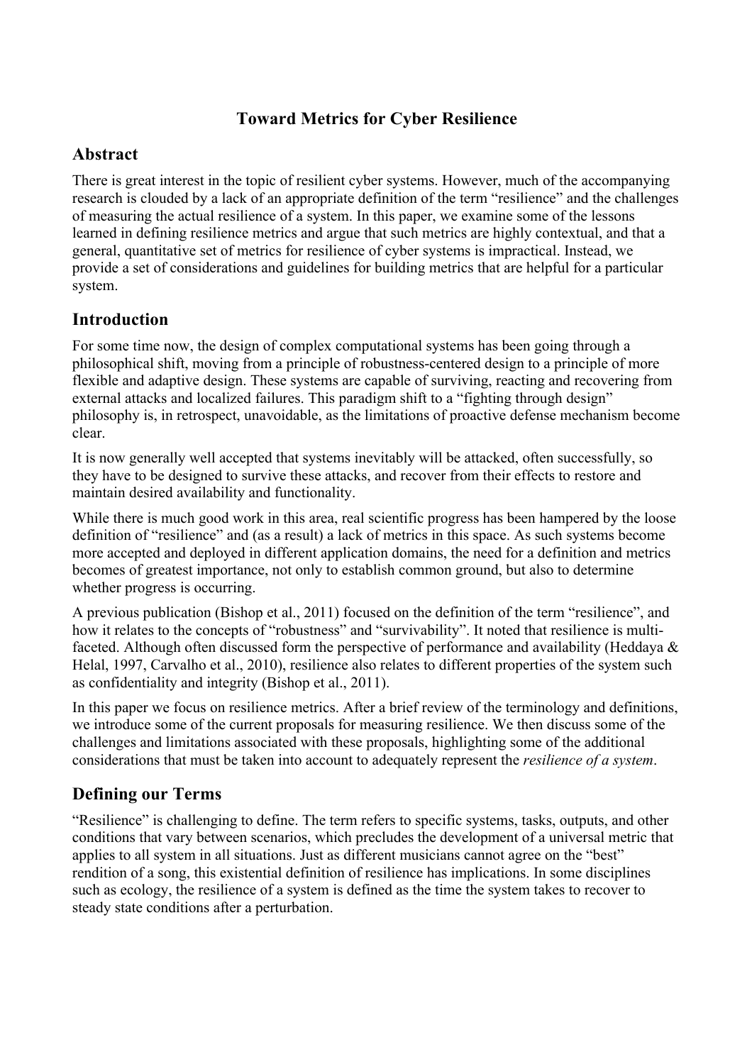# Toward Metrics for Cyber Resilience

## Abstract

There is great interest in the topic of resilient cyber systems. However, much of the accompanying research is clouded by a lack of an appropriate definition of the term "resilience" and the challenges of measuring the actual resilience of a system. In this paper, we examine some of the lessons learned in defining resilience metrics and argue that such metrics are highly contextual, and that a general, quantitative set of metrics for resilience of cyber systems is impractical. Instead, we provide a set of considerations and guidelines for building metrics that are helpful for a particular system.

## Introduction

For some time now, the design of complex computational systems has been going through a philosophical shift, moving from a principle of robustness-centered design to a principle of more flexible and adaptive design. These systems are capable of surviving, reacting and recovering from external attacks and localized failures. This paradigm shift to a "fighting through design" philosophy is, in retrospect, unavoidable, as the limitations of proactive defense mechanism become clear.

It is now generally well accepted that systems inevitably will be attacked, often successfully, so they have to be designed to survive these attacks, and recover from their effects to restore and maintain desired availability and functionality.

While there is much good work in this area, real scientific progress has been hampered by the loose definition of "resilience" and (as a result) a lack of metrics in this space. As such systems become more accepted and deployed in different application domains, the need for a definition and metrics becomes of greatest importance, not only to establish common ground, but also to determine whether progress is occurring.

A previous publication (Bishop et al., 2011) focused on the definition of the term "resilience", and how it relates to the concepts of "robustness" and "survivability". It noted that resilience is multi-faceted. Although often discussed form the perspective of performance and availability (Heddaya & Helal, 1997, Carvalho et al., 2010), resilience also relates to different properties of the system such as confidentiality and integrity (Bishop et al., 2011).

In this paper we focus on resilience metrics. After a brief review of the terminology and definitions, we introduce some of the current proposals for measuring resilience. We then discuss some of the challenges and limitations associated with these proposals, highlighting some of the additional considerations that must be taken into account to adequately represent the *resilience of a system*.

## Defining our Terms

"Resilience" is challenging to define. The term refers to specific systems, tasks, outputs, and other conditions that vary between scenarios, which precludes the development of a universal metric that applies to all system in all situations. Just as different musicians cannot agree on the "best" rendition of a song, this existential definition of resilience has implications. In some disciplines such as ecology, the resilience of a system is defined as the time the system takes to recover to steady state conditions after a perturbation.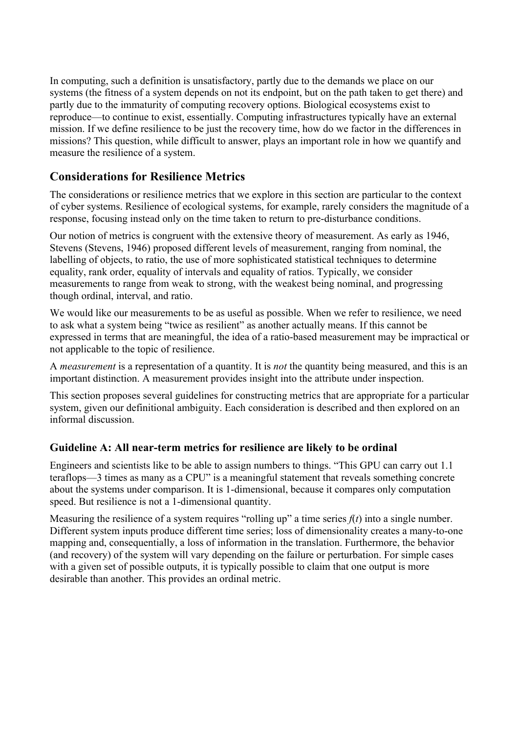In computing, such a definition is unsatisfactory, partly due to the demands we place on our systems (the fitness of a system depends on not its endpoint, but on the path taken to get there) and partly due to the immaturity of computing recovery options. Biological ecosystems exist to reproduce—to continue to exist, essentially. Computing infrastructures typically have an external mission. If we define resilience to be just the recovery time, how do we factor in the differences in missions? This question, while difficult to answer, plays an important role in how we quantify and measure the resilience of a system.

## Considerations for Resilience Metrics

The considerations or resilience metrics that we explore in this section are particular to the context of cyber systems. Resilience of ecological systems, for example, rarely considers the magnitude of a response, focusing instead only on the time taken to return to pre-disturbance conditions.

Our notion of metrics is congruent with the extensive theory of measurement. As early as 1946, Stevens (Stevens, 1946) proposed different levels of measurement, ranging from nominal, the labelling of objects, to ratio, the use of more sophisticated statistical techniques to determine equality, rank order, equality of intervals and equality of ratios. Typically, we consider measurements to range from weak to strong, with the weakest being nominal, and progressing though ordinal, interval, and ratio.

We would like our measurements to be as useful as possible. When we refer to resilience, we need to ask what a system being "twice as resilient" as another actually means. If this cannot be expressed in terms that are meaningful, the idea of a ratio-based measurement may be impractical or not applicable to the topic of resilience.

A *measurement* is a representation of a quantity. It is *not* the quantity being measured, and this is an important distinction. A measurement provides insight into the attribute under inspection.

This section proposes several guidelines for constructing metrics that are appropriate for a particular system, given our definitional ambiguity. Each consideration is described and then explored on an informal discussion.

### Guideline A: All near-term metrics for resilience are likely to be ordinal

Engineers and scientists like to be able to assign numbers to things. "This GPU can carry out 1.1 teraflops—3 times as many as a CPU" is a meaningful statement that reveals something concrete about the systems under comparison. It is 1-dimensional, because it compares only computation speed. But resilience is not a 1-dimensional quantity.

Measuring the resilience of a system requires "rolling up" a time series $f(t)$ into a single number. Different system inputs produce different time series; loss of dimensionality creates a many-to-one mapping and, consequentially, a loss of information in the translation. Furthermore, the behavior (and recovery) of the system will vary depending on the failure or perturbation. For simple cases with a given set of possible outputs, it is typically possible to claim that one output is more desirable than another. This provides an ordinal metric.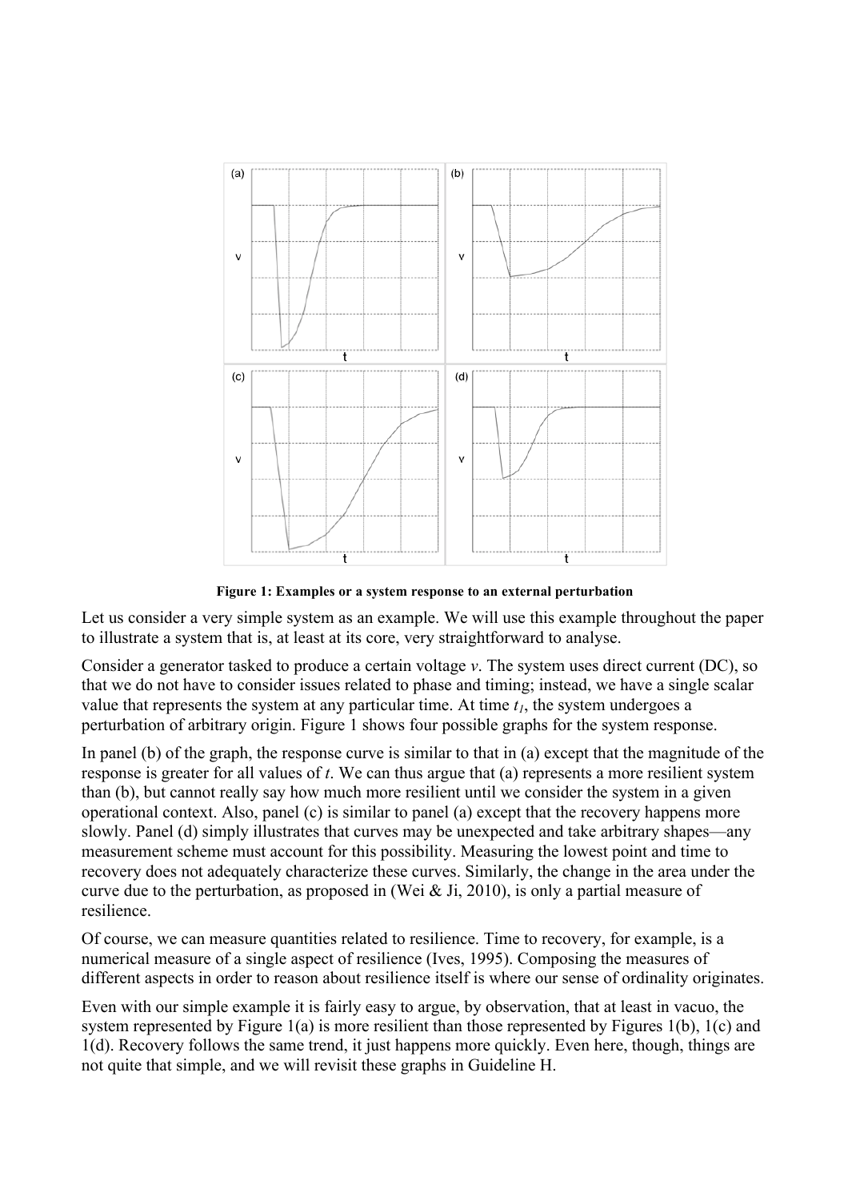**Figure 1: Examples or a system response to an external perturbation**

Let us consider a very simple system as an example. We will use this example throughout the paper to illustrate a system that is, at least at its core, very straightforward to analyse.

Consider a generator tasked to produce a certain voltage *v*. The system uses direct current (DC), so that we do not have to consider issues related to phase and timing; instead, we have a single scalar value that represents the system at any particular time. At time $t_1$, the system undergoes a perturbation of arbitrary origin. Figure 1 shows four possible graphs for the system response.

In panel (b) of the graph, the response curve is similar to that in (a) except that the magnitude of the response is greater for all values of *t*. We can thus argue that (a) represents a more resilient system than (b), but cannot really say how much more resilient until we consider the system in a given operational context. Also, panel (c) is similar to panel (a) except that the recovery happens more slowly. Panel (d) simply illustrates that curves may be unexpected and take arbitrary shapes—any measurement scheme must account for this possibility. Measuring the lowest point and time to recovery does not adequately characterize these curves. Similarly, the change in the area under the curve due to the perturbation, as proposed in (Wei & Ji, 2010), is only a partial measure of resilience.

Of course, we can measure quantities related to resilience. Time to recovery, for example, is a numerical measure of a single aspect of resilience (Ives, 1995). Composing the measures of different aspects in order to reason about resilience itself is where our sense of ordinality originates.

Even with our simple example it is fairly easy to argue, by observation, that at least in vacuo, the system represented by Figure 1(a) is more resilient than those represented by Figures 1(b), 1(c) and 1(d). Recovery follows the same trend, it just happens more quickly. Even here, though, things are not quite that simple, and we will revisit these graphs in Guideline H.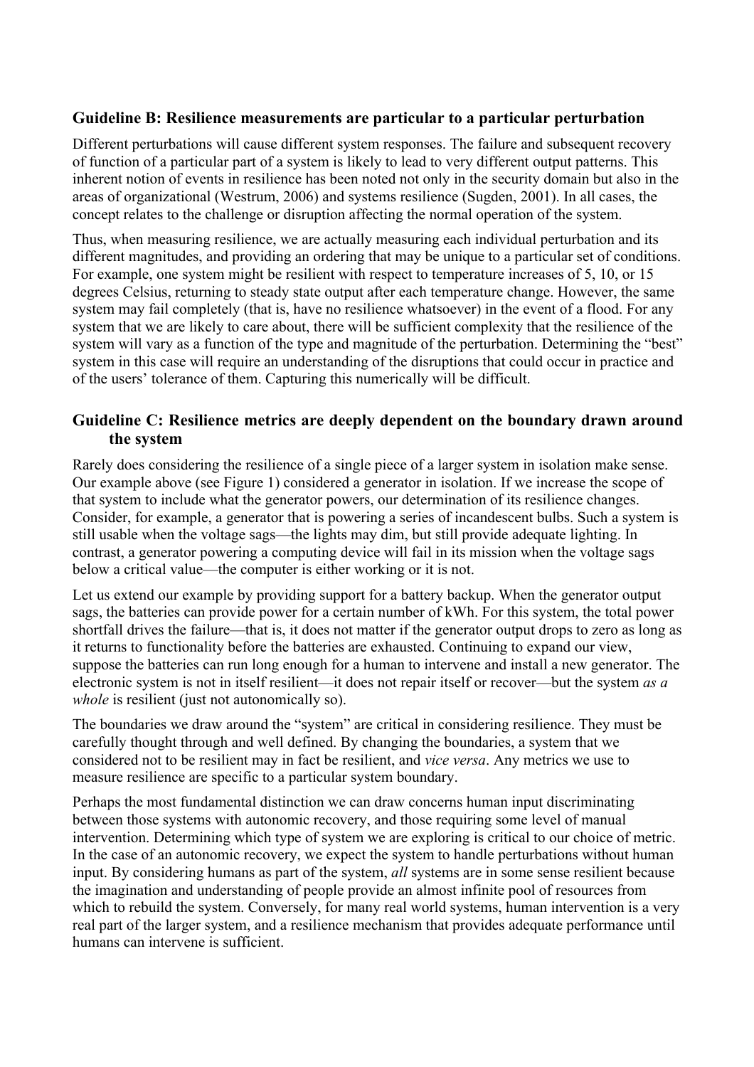### Guideline B: Resilience measurements are particular to a particular perturbation

Different perturbations will cause different system responses. The failure and subsequent recovery of function of a particular part of a system is likely to lead to very different output patterns. This inherent notion of events in resilience has been noted not only in the security domain but also in the areas of organizational (Westrum, 2006) and systems resilience (Sugden, 2001). In all cases, the concept relates to the challenge or disruption affecting the normal operation of the system.

Thus, when measuring resilience, we are actually measuring each individual perturbation and its different magnitudes, and providing an ordering that may be unique to a particular set of conditions. For example, one system might be resilient with respect to temperature increases of 5, 10, or 15 degrees Celsius, returning to steady state output after each temperature change. However, the same system may fail completely (that is, have no resilience whatsoever) in the event of a flood. For any system that we are likely to care about, there will be sufficient complexity that the resilience of the system will vary as a function of the type and magnitude of the perturbation. Determining the "best" system in this case will require an understanding of the disruptions that could occur in practice and of the users' tolerance of them. Capturing this numerically will be difficult.

### Guideline C: Resilience metrics are deeply dependent on the boundary drawn around the system

Rarely does considering the resilience of a single piece of a larger system in isolation make sense. Our example above (see Figure 1) considered a generator in isolation. If we increase the scope of that system to include what the generator powers, our determination of its resilience changes. Consider, for example, a generator that is powering a series of incandescent bulbs. Such a system is still usable when the voltage sags—the lights may dim, but still provide adequate lighting. In contrast, a generator powering a computing device will fail in its mission when the voltage sags below a critical value—the computer is either working or it is not.

Let us extend our example by providing support for a battery backup. When the generator output sags, the batteries can provide power for a certain number of kWh. For this system, the total power shortfall drives the failure—that is, it does not matter if the generator output drops to zero as long as it returns to functionality before the batteries are exhausted. Continuing to expand our view, suppose the batteries can run long enough for a human to intervene and install a new generator. The electronic system is not in itself resilient—it does not repair itself or recover—but the system *as a whole* is resilient (just not autonomically so).

The boundaries we draw around the "system" are critical in considering resilience. They must be carefully thought through and well defined. By changing the boundaries, a system that we considered not to be resilient may in fact be resilient, and *vice versa*. Any metrics we use to measure resilience are specific to a particular system boundary.

Perhaps the most fundamental distinction we can draw concerns human input discriminating between those systems with autonomic recovery, and those requiring some level of manual intervention. Determining which type of system we are exploring is critical to our choice of metric. In the case of an autonomic recovery, we expect the system to handle perturbations without human input. By considering humans as part of the system, *all* systems are in some sense resilient because the imagination and understanding of people provide an almost infinite pool of resources from which to rebuild the system. Conversely, for many real world systems, human intervention is a very real part of the larger system, and a resilience mechanism that provides adequate performance until humans can intervene is sufficient.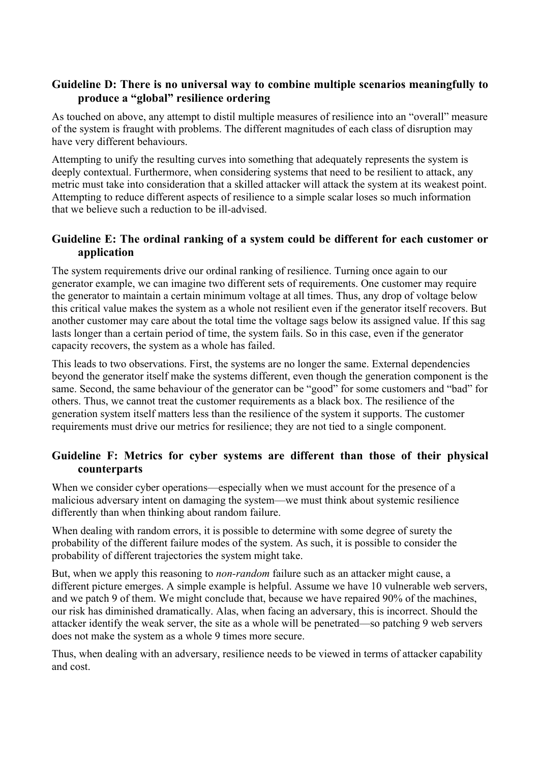### Guideline D: There is no universal way to combine multiple scenarios meaningfully to produce a "global" resilience ordering

As touched on above, any attempt to distil multiple measures of resilience into an "overall" measure of the system is fraught with problems. The different magnitudes of each class of disruption may have very different behaviours.

Attempting to unify the resulting curves into something that adequately represents the system is deeply contextual. Furthermore, when considering systems that need to be resilient to attack, any metric must take into consideration that a skilled attacker will attack the system at its weakest point. Attempting to reduce different aspects of resilience to a simple scalar loses so much information that we believe such a reduction to be ill-advised.

### Guideline E: The ordinal ranking of a system could be different for each customer or application

The system requirements drive our ordinal ranking of resilience. Turning once again to our generator example, we can imagine two different sets of requirements. One customer may require the generator to maintain a certain minimum voltage at all times. Thus, any drop of voltage below this critical value makes the system as a whole not resilient even if the generator itself recovers. But another customer may care about the total time the voltage sags below its assigned value. If this sag lasts longer than a certain period of time, the system fails. So in this case, even if the generator capacity recovers, the system as a whole has failed.

This leads to two observations. First, the systems are no longer the same. External dependencies beyond the generator itself make the systems different, even though the generation component is the same. Second, the same behaviour of the generator can be "good" for some customers and "bad" for others. Thus, we cannot treat the customer requirements as a black box. The resilience of the generation system itself matters less than the resilience of the system it supports. The customer requirements must drive our metrics for resilience; they are not tied to a single component.

### Guideline F: Metrics for cyber systems are different than those of their physical counterparts

When we consider cyber operations—especially when we must account for the presence of a malicious adversary intent on damaging the system—we must think about systemic resilience differently than when thinking about random failure.

When dealing with random errors, it is possible to determine with some degree of surety the probability of the different failure modes of the system. As such, it is possible to consider the probability of different trajectories the system might take.

But, when we apply this reasoning to *non-random* failure such as an attacker might cause, a different picture emerges. A simple example is helpful. Assume we have 10 vulnerable web servers, and we patch 9 of them. We might conclude that, because we have repaired 90% of the machines, our risk has diminished dramatically. Alas, when facing an adversary, this is incorrect. Should the attacker identify the weak server, the site as a whole will be penetrated—so patching 9 web servers does not make the system as a whole 9 times more secure.

Thus, when dealing with an adversary, resilience needs to be viewed in terms of attacker capability and cost.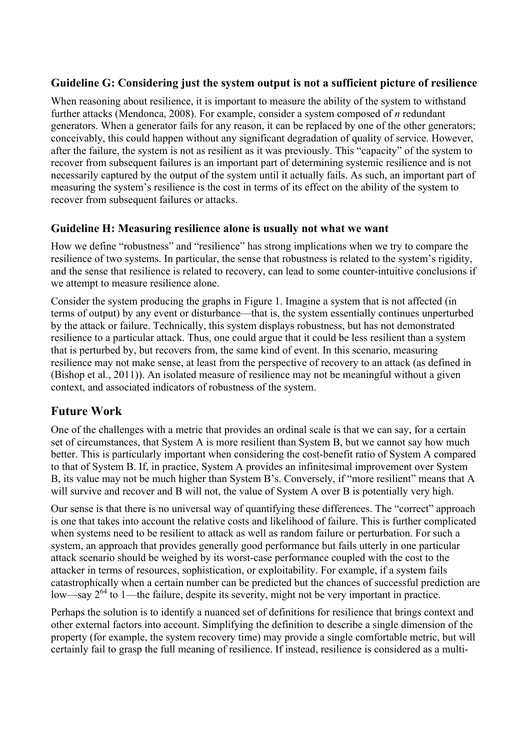### Guideline G: Considering just the system output is not a sufficient picture of resilience

When reasoning about resilience, it is important to measure the ability of the system to withstand further attacks (Mendonca, 2008). For example, consider a system composed of *n* redundant generators. When a generator fails for any reason, it can be replaced by one of the other generators; conceivably, this could happen without any significant degradation of quality of service. However, after the failure, the system is not as resilient as it was previously. This "capacity" of the system to recover from subsequent failures is an important part of determining systemic resilience and is not necessarily captured by the output of the system until it actually fails. As such, an important part of measuring the system's resilience is the cost in terms of its effect on the ability of the system to recover from subsequent failures or attacks.

### Guideline H: Measuring resilience alone is usually not what we want

How we define "robustness" and "resilience" has strong implications when we try to compare the resilience of two systems. In particular, the sense that robustness is related to the system's rigidity, and the sense that resilience is related to recovery, can lead to some counter-intuitive conclusions if we attempt to measure resilience alone.

Consider the system producing the graphs in Figure 1. Imagine a system that is not affected (in terms of output) by any event or disturbance—that is, the system essentially continues unperturbed by the attack or failure. Technically, this system displays robustness, but has not demonstrated resilience to a particular attack. Thus, one could argue that it could be less resilient than a system that is perturbed by, but recovers from, the same kind of event. In this scenario, measuring resilience may not make sense, at least from the perspective of recovery to an attack (as defined in (Bishop et al., 2011)). An isolated measure of resilience may not be meaningful without a given context, and associated indicators of robustness of the system.

## Future Work

One of the challenges with a metric that provides an ordinal scale is that we can say, for a certain set of circumstances, that System A is more resilient than System B, but we cannot say how much better. This is particularly important when considering the cost-benefit ratio of System A compared to that of System B. If, in practice, System A provides an infinitesimal improvement over System B, its value may not be much higher than System B's. Conversely, if "more resilient" means that A will survive and recover and B will not, the value of System A over B is potentially very high.

Our sense is that there is no universal way of quantifying these differences. The "correct" approach is one that takes into account the relative costs and likelihood of failure. This is further complicated when systems need to be resilient to attack as well as random failure or perturbation. For such a system, an approach that provides generally good performance but fails utterly in one particular attack scenario should be weighed by its worst-case performance coupled with the cost to the attacker in terms of resources, sophistication, or exploitability. For example, if a system fails catastrophically when a certain number can be predicted but the chances of successful prediction are low—say $2^{64}$ to 1—the failure, despite its severity, might not be very important in practice.

Perhaps the solution is to identify a nuanced set of definitions for resilience that brings context and other external factors into account. Simplifying the definition to describe a single dimension of the property (for example, the system recovery time) may provide a single comfortable metric, but will certainly fail to grasp the full meaning of resilience. If instead, resilience is considered as a multi-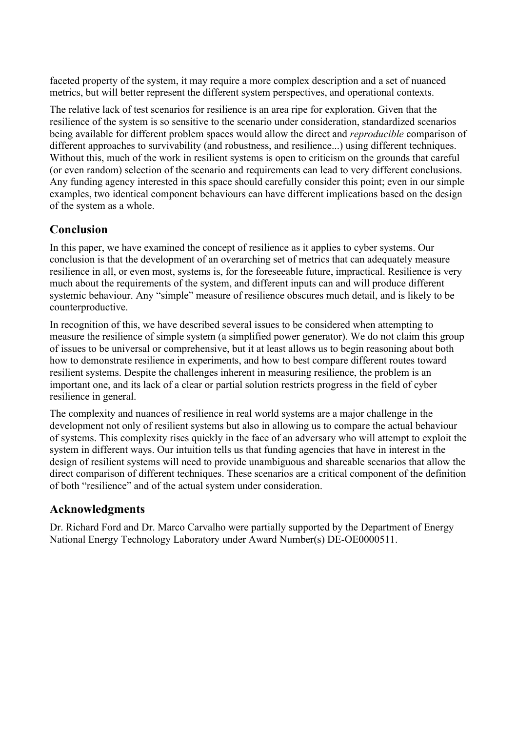faceted property of the system, it may require a more complex description and a set of nuanced metrics, but will better represent the different system perspectives, and operational contexts.

The relative lack of test scenarios for resilience is an area ripe for exploration. Given that the resilience of the system is so sensitive to the scenario under consideration, standardized scenarios being available for different problem spaces would allow the direct and *reproducible* comparison of different approaches to survivability (and robustness, and resilience...) using different techniques. Without this, much of the work in resilient systems is open to criticism on the grounds that careful (or even random) selection of the scenario and requirements can lead to very different conclusions. Any funding agency interested in this space should carefully consider this point; even in our simple examples, two identical component behaviours can have different implications based on the design of the system as a whole.

## Conclusion

In this paper, we have examined the concept of resilience as it applies to cyber systems. Our conclusion is that the development of an overarching set of metrics that can adequately measure resilience in all, or even most, systems is, for the foreseeable future, impractical. Resilience is very much about the requirements of the system, and different inputs can and will produce different systemic behaviour. Any "simple" measure of resilience obscures much detail, and is likely to be counterproductive.

In recognition of this, we have described several issues to be considered when attempting to measure the resilience of simple system (a simplified power generator). We do not claim this group of issues to be universal or comprehensive, but it at least allows us to begin reasoning about both how to demonstrate resilience in experiments, and how to best compare different routes toward resilient systems. Despite the challenges inherent in measuring resilience, the problem is an important one, and its lack of a clear or partial solution restricts progress in the field of cyber resilience in general.

The complexity and nuances of resilience in real world systems are a major challenge in the development not only of resilient systems but also in allowing us to compare the actual behaviour of systems. This complexity rises quickly in the face of an adversary who will attempt to exploit the system in different ways. Our intuition tells us that funding agencies that have in interest in the design of resilient systems will need to provide unambiguous and shareable scenarios that allow the direct comparison of different techniques. These scenarios are a critical component of the definition of both "resilience" and of the actual system under consideration.

## Acknowledgments

Dr. Richard Ford and Dr. Marco Carvalho were partially supported by the Department of Energy National Energy Technology Laboratory under Award Number(s) DE-OE0000511.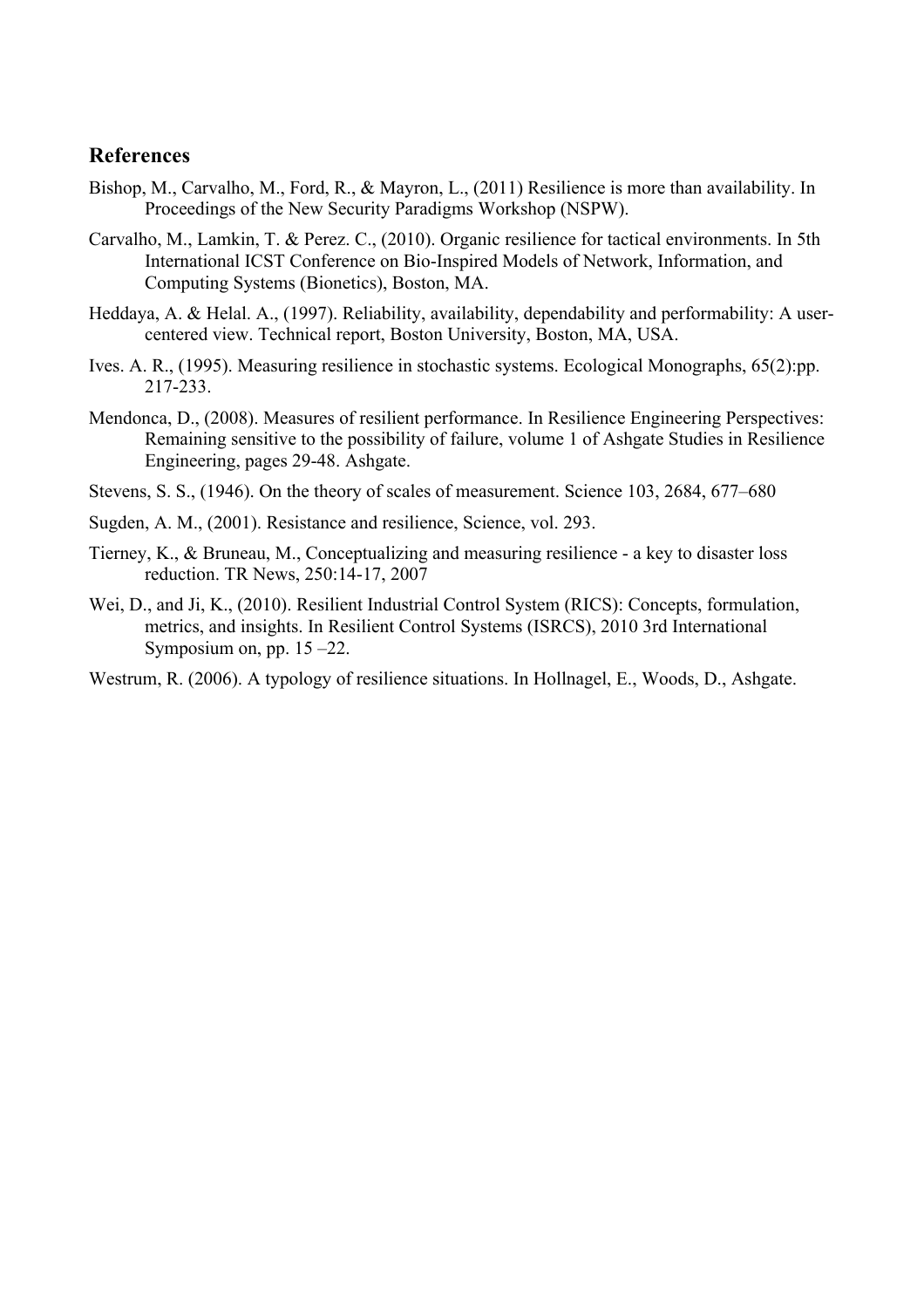## References

Bishop, M., Carvalho, M., Ford, R., & Mayron, L., (2011) Resilience is more than availability. In Proceedings of the New Security Paradigms Workshop (NSPW).

Carvalho, M., Lamkin, T. & Perez. C., (2010). Organic resilience for tactical environments. In 5th International ICST Conference on Bio-Inspired Models of Network, Information, and Computing Systems (Bionetics), Boston, MA.

Heddaya, A. & Helal. A., (1997). Reliability, availability, dependability and performability: A user-centered view. Technical report, Boston University, Boston, MA, USA.

Ives. A. R., (1995). Measuring resilience in stochastic systems. Ecological Monographs, 65(2):pp. 217-233.

Mendonca, D., (2008). Measures of resilient performance. In Resilience Engineering Perspectives: Remaining sensitive to the possibility of failure, volume 1 of Ashgate Studies in Resilience Engineering, pages 29-48. Ashgate.

Stevens, S. S., (1946). On the theory of scales of measurement. Science 103, 2684, 677–680

Sugden, A. M., (2001). Resistance and resilience, Science, vol. 293.

Tierney, K., & Bruneau, M., Conceptualizing and measuring resilience - a key to disaster loss reduction. TR News, 250:14-17, 2007

Wei, D., and Ji, K., (2010). Resilient Industrial Control System (RICS): Concepts, formulation, metrics, and insights. In Resilient Control Systems (ISRCS), 2010 3rd International Symposium on, pp. 15 –22.

Westrum, R. (2006). A typology of resilience situations. In Hollnagel, E., Woods, D., Ashgate.